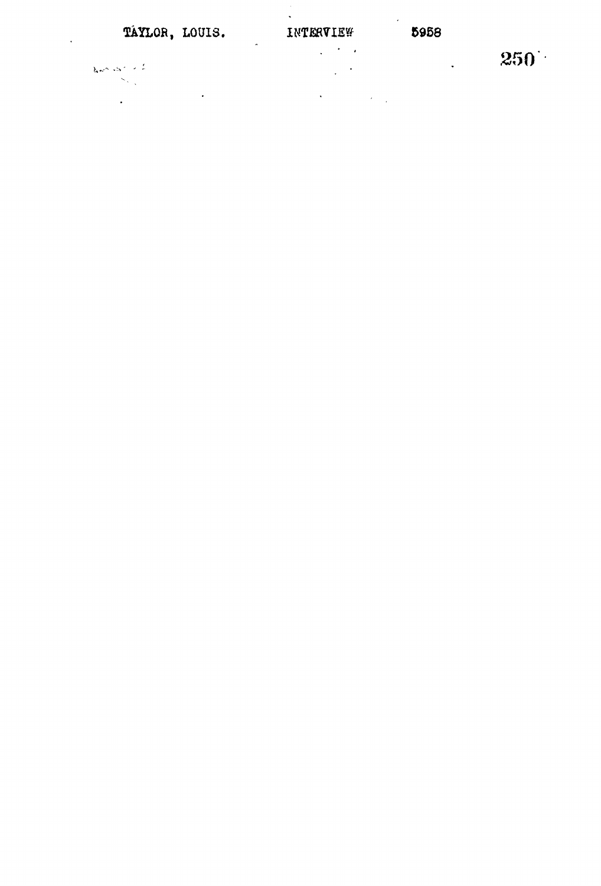TAYLOR, LOUIS. INTERVIEW 5958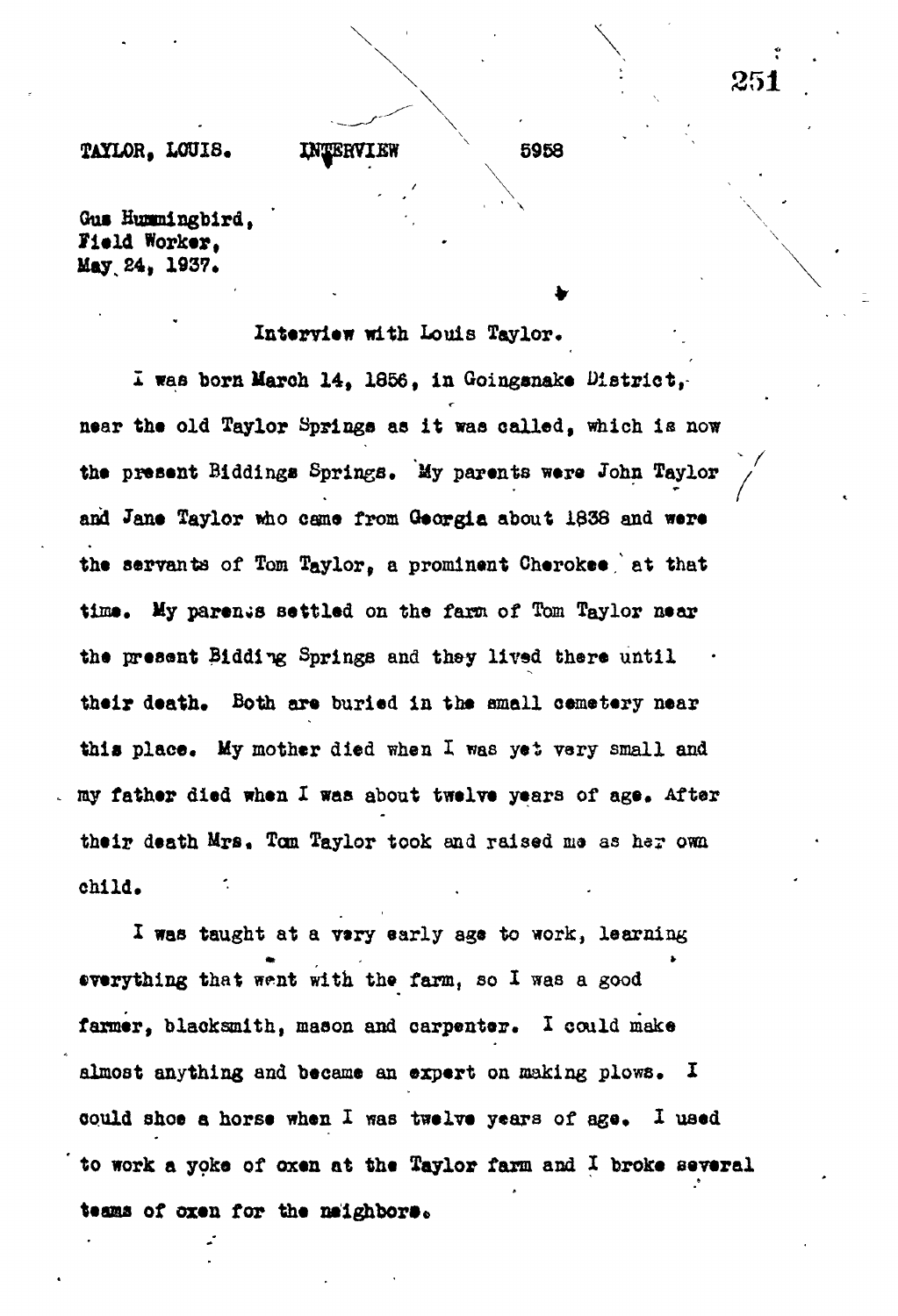TAYLOR, LOUIS. INTERVIEW 5958

Gus Hummingbird,
Field Worker,
May 24, 1937.

Interview with Louis Taylor.

I was born March 14, 1856, in Goingsnake District, near the old Taylor Springs as it was called, which is now the present Biddings Springs. My parents were John Taylor and Jane Taylor who came from Georgia about 1838 and were the servants of Tom Taylor, a prominent Cherokee at that time. My parents settled on the farm of Tom Taylor near the present Bidding Springs and they lived there until their death. Both are buried in the small cemetery near this place. My mother died when I was yet very small and my father died when I was about twelve years of age. After their death Mrs. Tom Taylor took and raised me as her own child.

I was taught at a very early age to work, learning everything that went with the farm, so I was a good farmer, blacksmith, mason and carpenter. I could make almost anything and became an expert on making plows. I could shoe a horse when I was twelve years of age. I used to work a yoke of oxen at the Taylor farm and I broke several teams of oxen for the neighbors.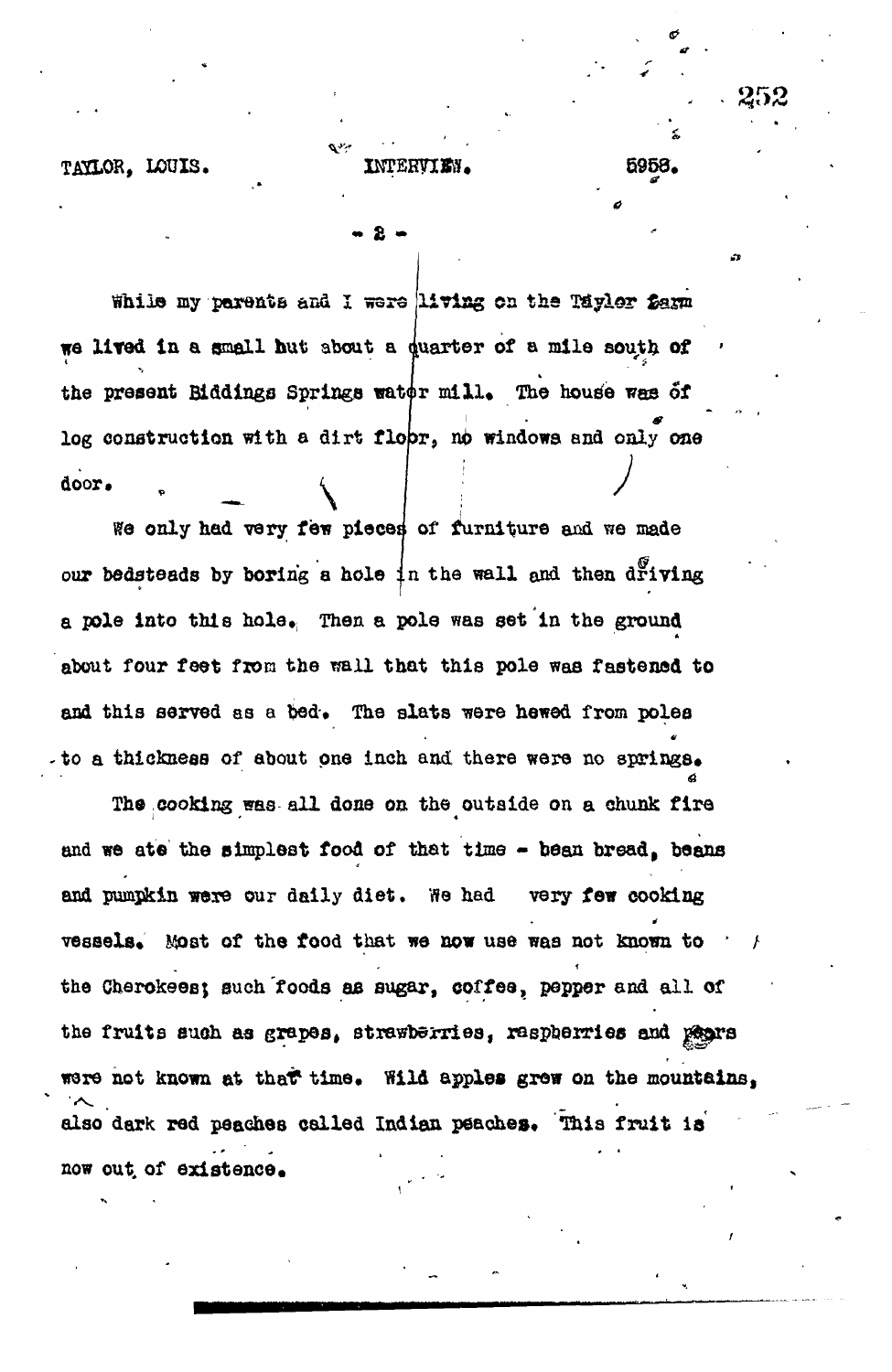While my parents and I were living on the Taylor farm we lived in a small hut about a quarter of a mile south of the present Biddings Springs water mill. The house was of log construction with a dirt floor, no windows and only one door.

We only had very few pieces of furniture and we made our bedsteads by boring a hole in the wall and then driving a pole into this hole. Then a pole was set in the ground about four feet from the wall that this pole was fastened to and this served as a bed. The slats were hewed from poles to a thickness of about one inch and there were no springs.

The cooking was all done on the outside on a chunk fire and we ate the simplest food of that time - bean bread, beans and pumpkin were our daily diet. We had very few cooking vessels. Most of the food that we now use was not known to the Cherokees; such foods as sugar, coffee, pepper and all of the fruits such as grapes, strawberries, raspberries and pears were not known at that time. Wild apples grew on the mountains, also dark red peaches called Indian peaches. This fruit is now out of existence.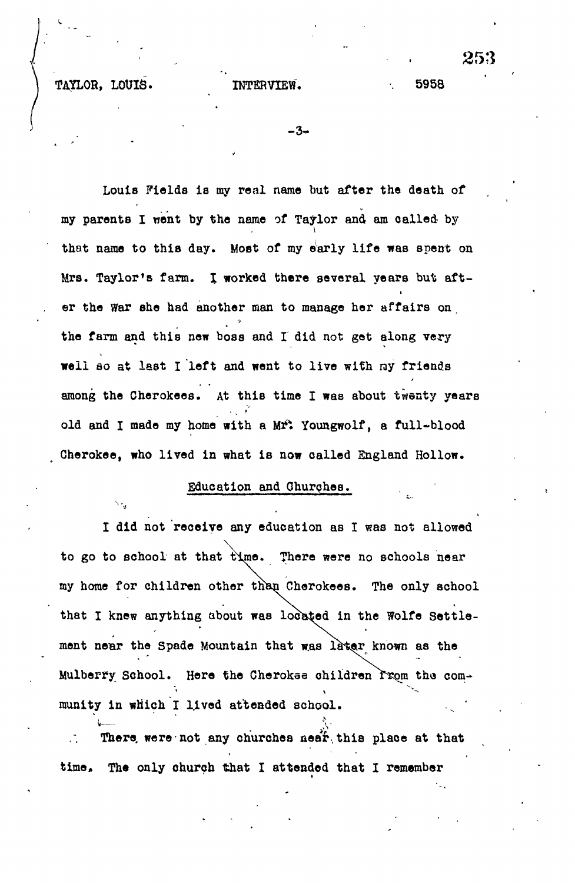Louis Fields is my real name but after the death of my parents I went by the name of Taylor and am called by that name to this day. Most of my early life was spent on Mrs. Taylor's farm. I worked there several years but after the War she had another man to manage her affairs on the farm and this new boss and I did not get along very well so at last I left and went to live with my friends among the Cherokees. At this time I was about twenty years old and I made my home with a Mr. Youngwolf, a full-blood Cherokee, who lived in what is now called England Hollow.

## Education and Churches.

I did not receive any education as I was not allowed to go to school at that time. There were no schools near my home for children other than Cherokees. The only school that I knew anything about was located in the Wolfe Settlement near the Spade Mountain that was later known as the Mulberry School. Here the Cherokee children from the community in which I lived attended school.

There were not any churches near this place at that time. The only church that I attended that I remember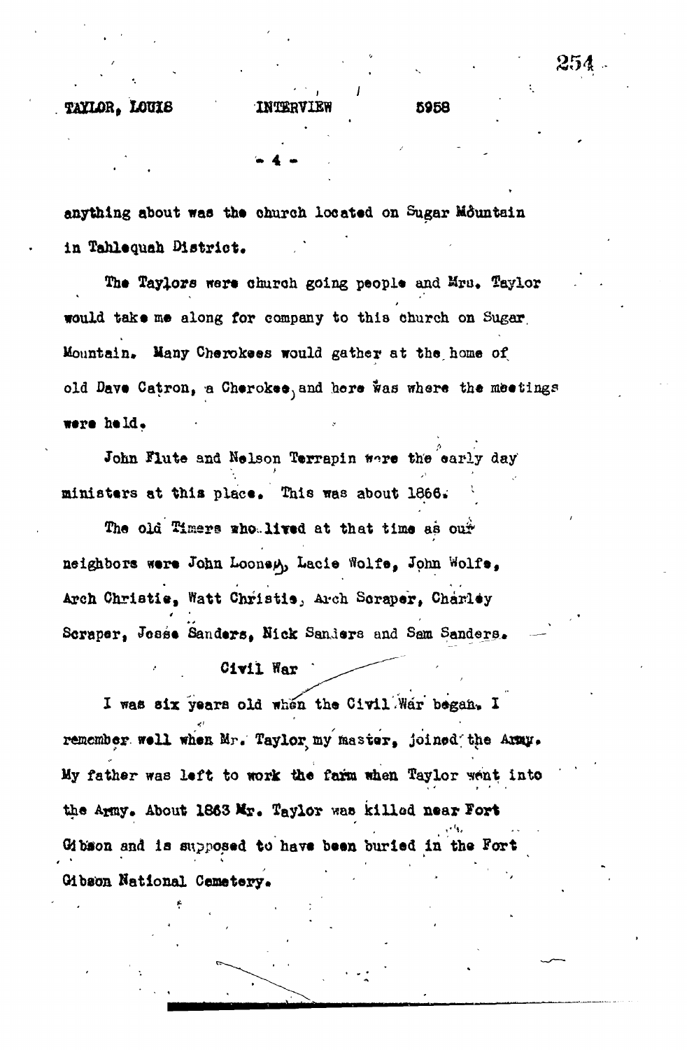anything about was the church located on Sugar Mountain in Tahlequah District.

The Taylors were church going people and Mrs. Taylor would take me along for company to this church on Sugar Mountain. Many Cherokees would gather at the home of old Dave Catron, a Cherokee, and here was where the meetings were held.

John Flute and Nelson Terrapin were the early day ministers at this place. This was about 1866.

The old Timers who lived at that time as our neighbors were John Looney, Lacie Wolfe, John Wolfe, Arch Christie, Watt Christie, Arch Scraper, Charley Scraper, Jesse Sanders, Nick Sanders and Sam Sanders.

## Civil War

I was six years old when the Civil War began. I remember well when Mr. Taylor, my master, joined the Army. My father was left to work the farm when Taylor went into the Army. About 1863 Mr. Taylor was killed near Fort Gibson and is supposed to have been buried in the Fort Gibson National Cemetery.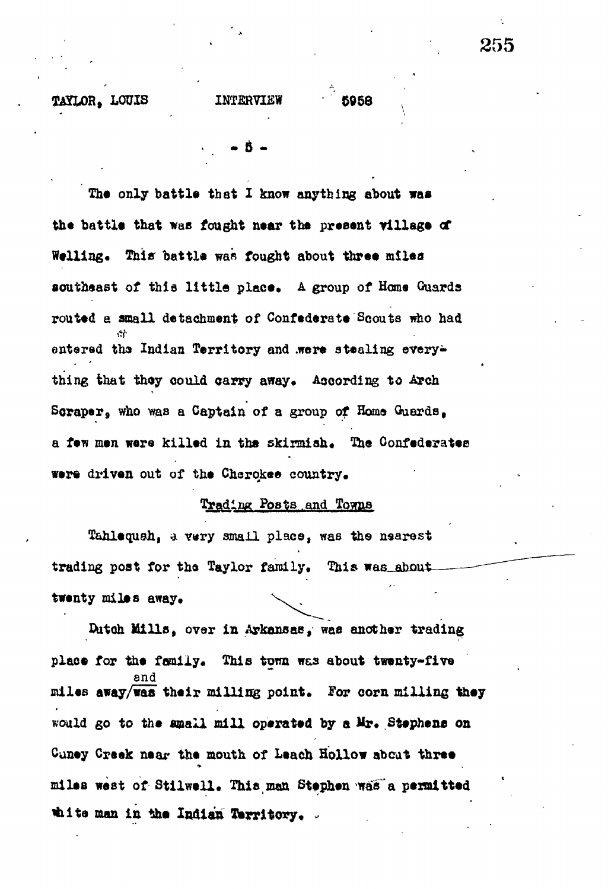The only battle that I know anything about was the battle that was fought near the present village of Welling. This battle was fought about three miles southeast of this little place. A group of Home Guards routed a small detachment of Confederate Scouts who had entered the Indian Territory and were stealing everything that they could carry away. According to Arch Scraper, who was a Captain of a group of Home Guards, a few men were killed in the skirmish. The Confederates were driven out of the Cherokee country.

## Trading Posts and Towns

Tahlequah, a very small place, was the nearest trading post for the Taylor family. This was about twenty miles away.

Dutch Mills, over in Arkansas, was another trading place for the family. This town was about twenty-five miles away and was their milling point. For corn milling they would go to the small mill operated by a Mr. Stephens on Caney Creek near the mouth of Leach Hollow about three miles west of Stilwell. This man Stephen was a permitted white man in the Indian Territory.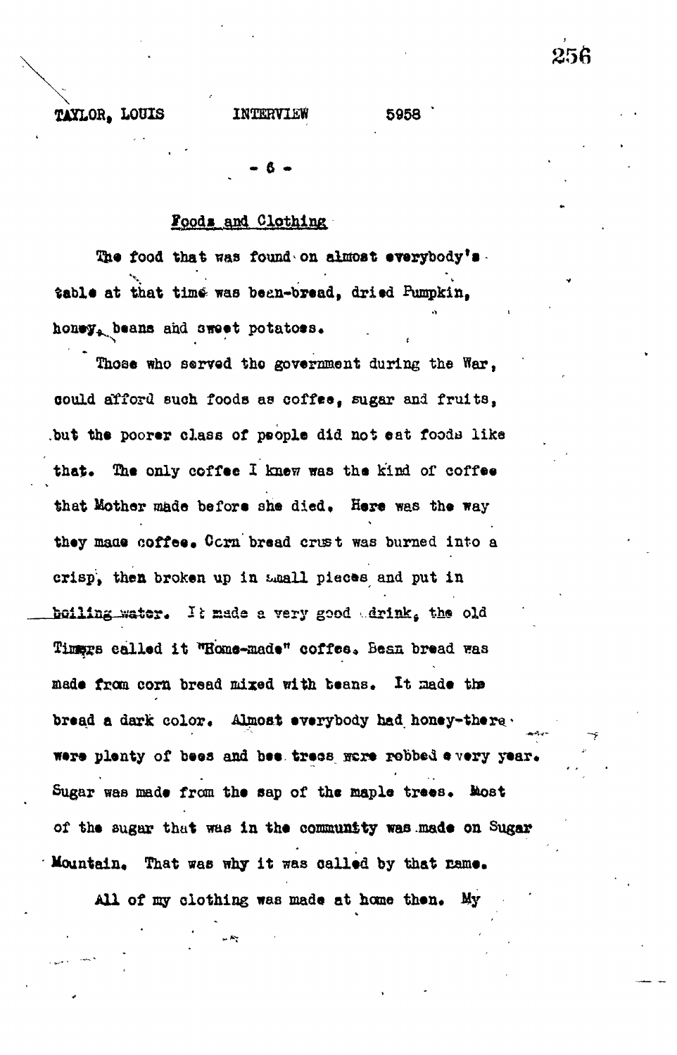## Foods and Clothing

The food that was found on almost everybody's table at that time was bean-bread, dried Pumpkin, honey, beans and sweet potatoes.

Those who served the government during the War, could afford such foods as coffee, sugar and fruits, but the poorer class of people did not eat foods like that. The only coffee I knew was the kind of coffee that Mother made before she died. Here was the way they made coffee. Corn bread crust was burned into a crisp, then broken up in small pieces and put in boiling water. It made a very good drink, the old Timers called it "Home-made" coffee. Bean bread was made from corn bread mixed with beans. It made the bread a dark color. Almost everybody had honey-there were plenty of bees and bee trees were robbed every year. Sugar was made from the sap of the maple trees. Most of the sugar that was in the community was made on Sugar Mountain. That was why it was called by that name.

All of my clothing was made at home then. My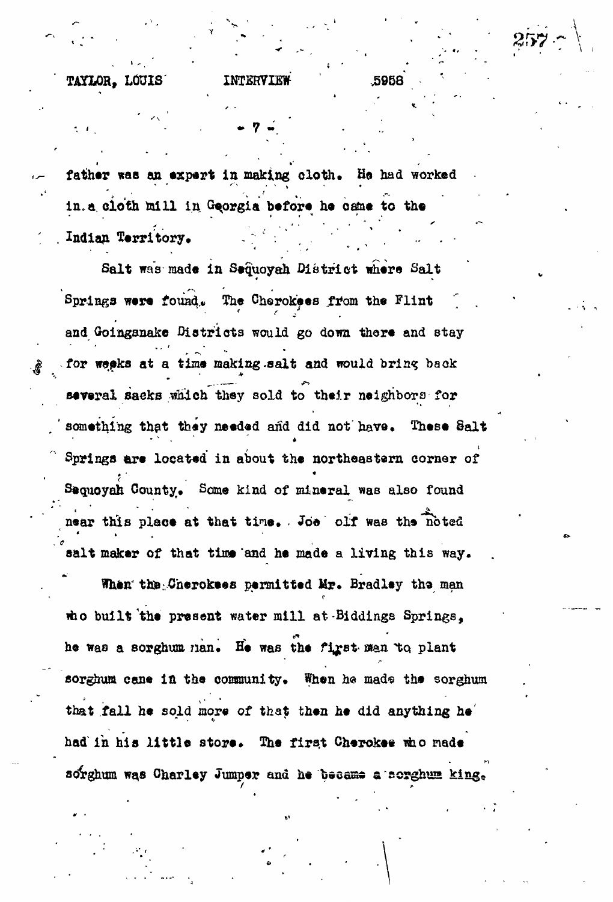father was an expert in making cloth. He had worked in a cloth mill in Georgia before he came to the Indian Territory.

Salt was made in Sequoyah District where Salt Springs were found. The Cherokees from the Flint and Goingsnake Districts would go down there and stay for weeks at a time making salt and would bring back several sacks which they sold to their neighbors for something that they needed and did not have. These Salt Springs are located in about the northeastern corner of Sequoyah County. Some kind of mineral was also found near this place at that time. Joe olf was the noted salt maker of that time and he made a living this way.

When the Cherokees permitted Mr. Bradley the man who built the present water mill at Biddings Springs, he was a sorghum man. He was the first man to plant sorghum cane in the community. When he made the sorghum that fall he sold more of that then he did anything he had in his little store. The first Cherokee who made sorghum was Charley Jumper and he became a sorghum king.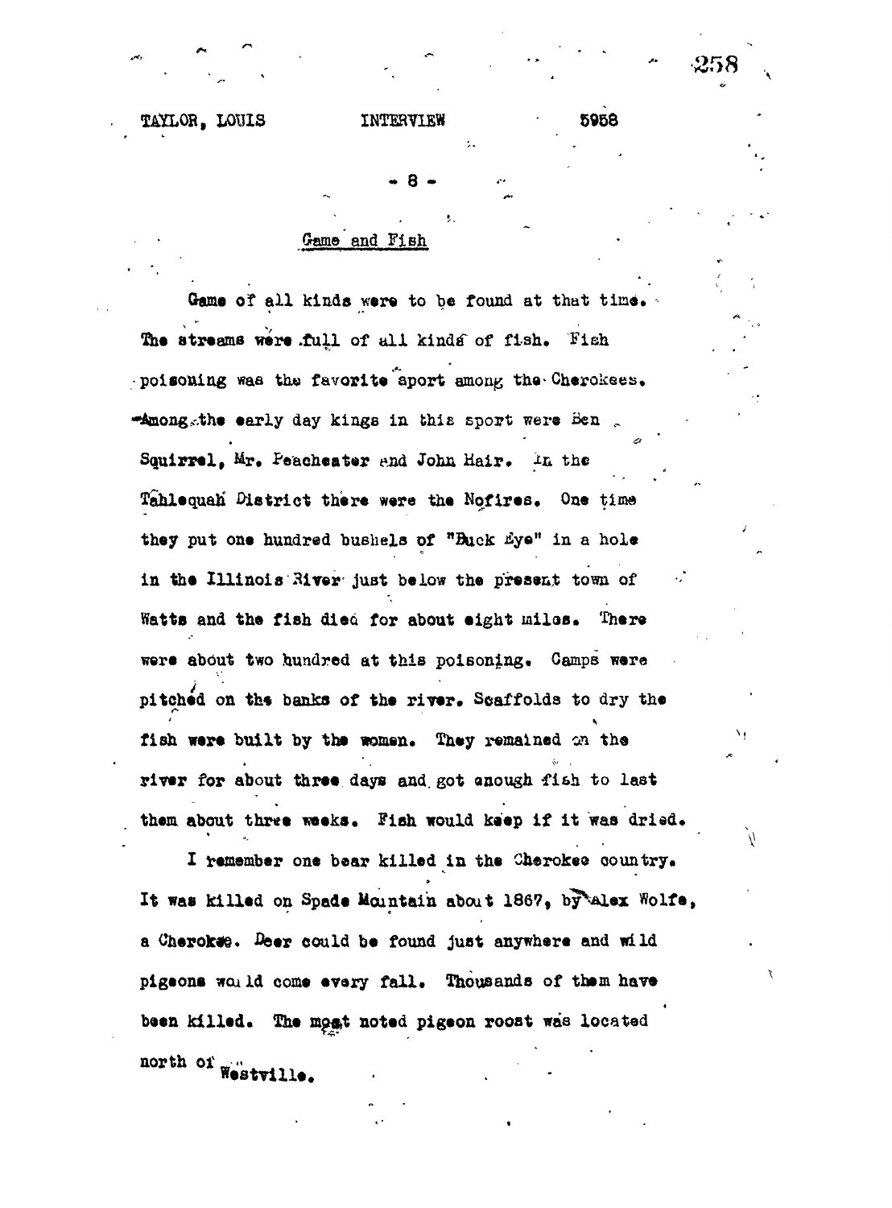## Game and Fish

Game of all kinds were to be found at that time. The streams were full of all kinds of fish. Fish poisoning was the favorite sport among the Cherokees. Among the early day kings in this sport were Ben Squirrel, Mr. Peacheater and John Hair. In the Tahlequah District there were the Nofires. One time they put one hundred bushels of "Buck Eye" in a hole in the Illinois River just below the present town of Watts and the fish died for about eight miles. There were about two hundred at this poisoning. Camps were pitched on the banks of the river. Scaffolds to dry the fish were built by the women. They remained on the river for about three days and got enough fish to last them about three weeks. Fish would keep if it was dried.

I remember one bear killed in the Cherokee country. It was killed on Spade Mountain about 1867, by Alex Wolfe, a Cherokee. Deer could be found just anywhere and wild pigeons would come every fall. Thousands of them have been killed. The most noted pigeon roost was located north of Westville.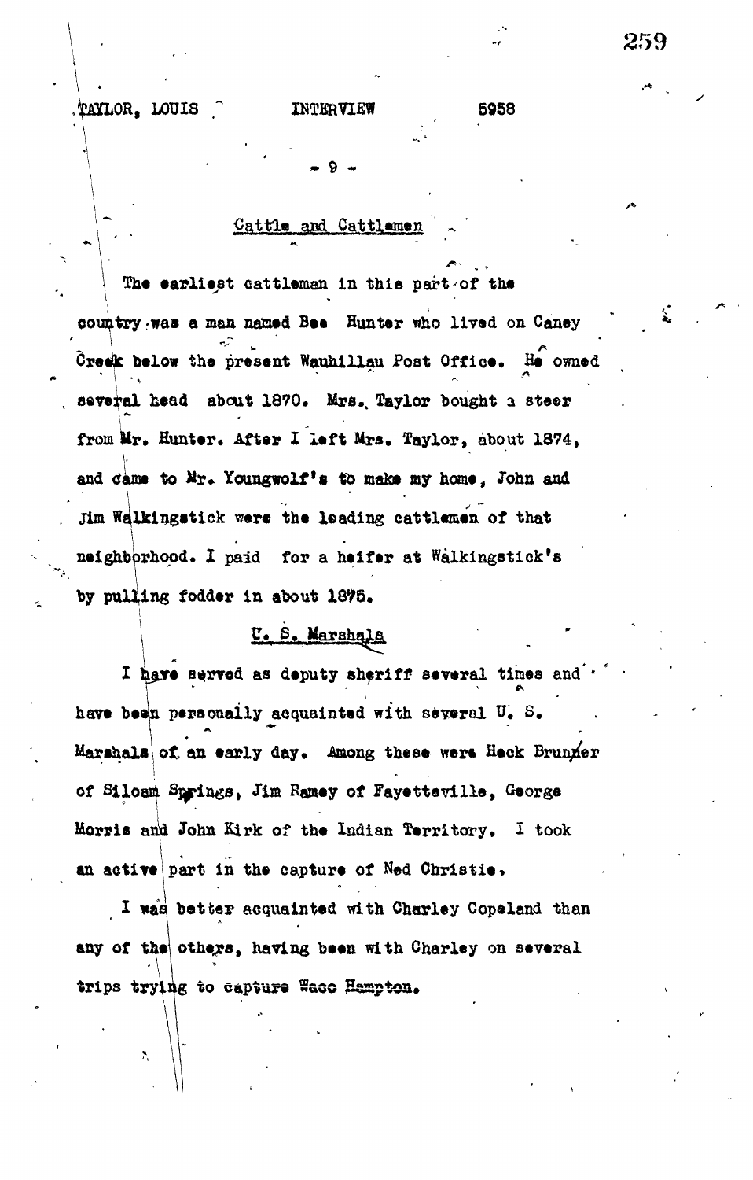## Cattle and Cattlemen

The earliest cattleman in this part of the country was a man named Bee Hunter who lived on Caney Creek below the present Wauhillau Post Office. He owned several head about 1870. Mrs. Taylor bought a steer from Mr. Hunter. After I left Mrs. Taylor, about 1874, and came to Mr. Youngwolf's to make my home, John and Jim Walkingstick were the leading cattlemen of that neighborhood. I paid for a heifer at Walkingstick's by pulling fodder in about 1875.

## U. S. Marshals

I have served as deputy sheriff several times and have been personally acquainted with several U. S. Marshals of an early day. Among these were Heck Brunner of Siloam Springs, Jim Ramey of Fayetteville, George Morris and John Kirk of the Indian Territory. I took an active part in the capture of Ned Christie.

I was better acquainted with Charley Copeland than any of the others, having been with Charley on several trips trying to capture Waco Hampton.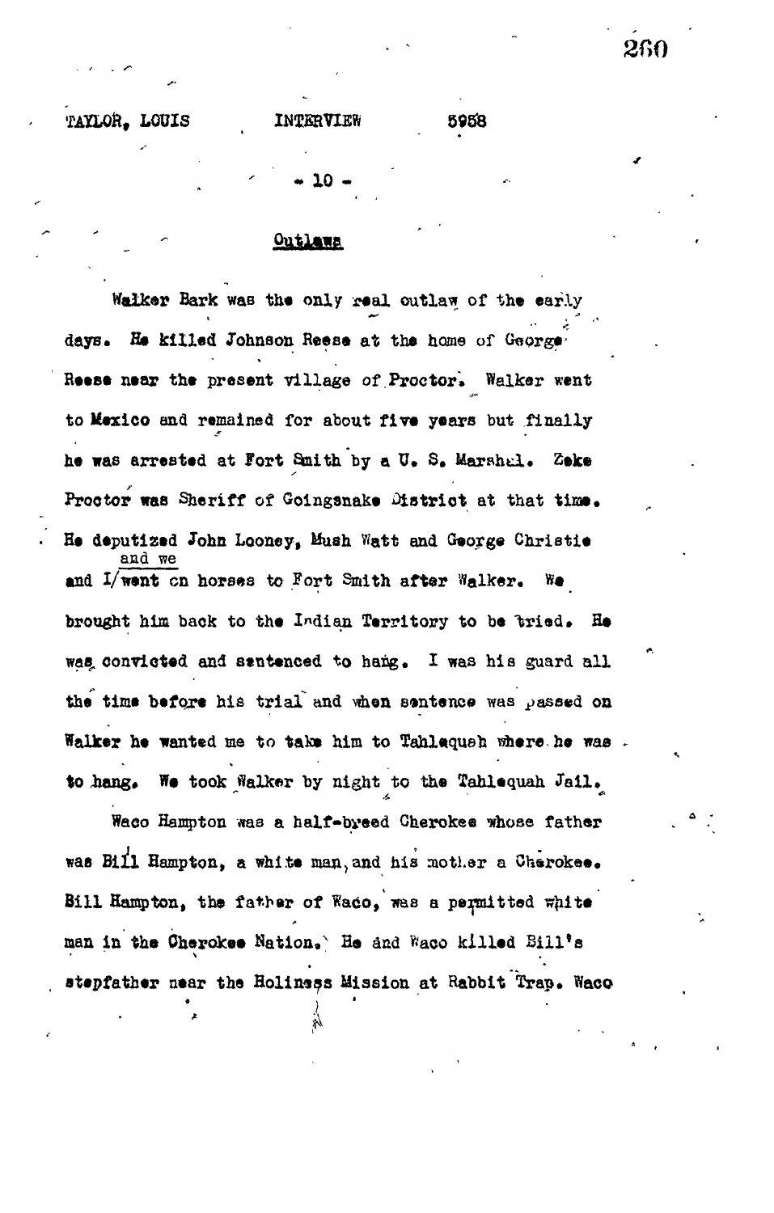## Outlaws

Walker Bark was the only real outlaw of the early days. He killed Johnson Reese at the home of George Reese near the present village of Proctor. Walker went to Mexico and remained for about five years but finally he was arrested at Fort Smith by a U. S. Marshal. Zeke Proctor was Sheriff of Goingsnake District at that time. He deputized John Looney, Mush Watt and George Christie and I/and we went on horses to Fort Smith after Walker. We brought him back to the Indian Territory to be tried. He was convicted and sentenced to hang. I was his guard all the time before his trial and when sentence was passed on Walker he wanted me to take him to Tahlequah where he was to hang. We took Walker by night to the Tahlequah Jail.

Waco Hampton was a half-breed Cherokee whose father was Bill Hampton, a white man, and his mother a Cherokee. Bill Hampton, the father of Waco, was a permitted white man in the Cherokee Nation. He and Waco killed Bill's stepfather near the Holiness Mission at Rabbit Trap. Waco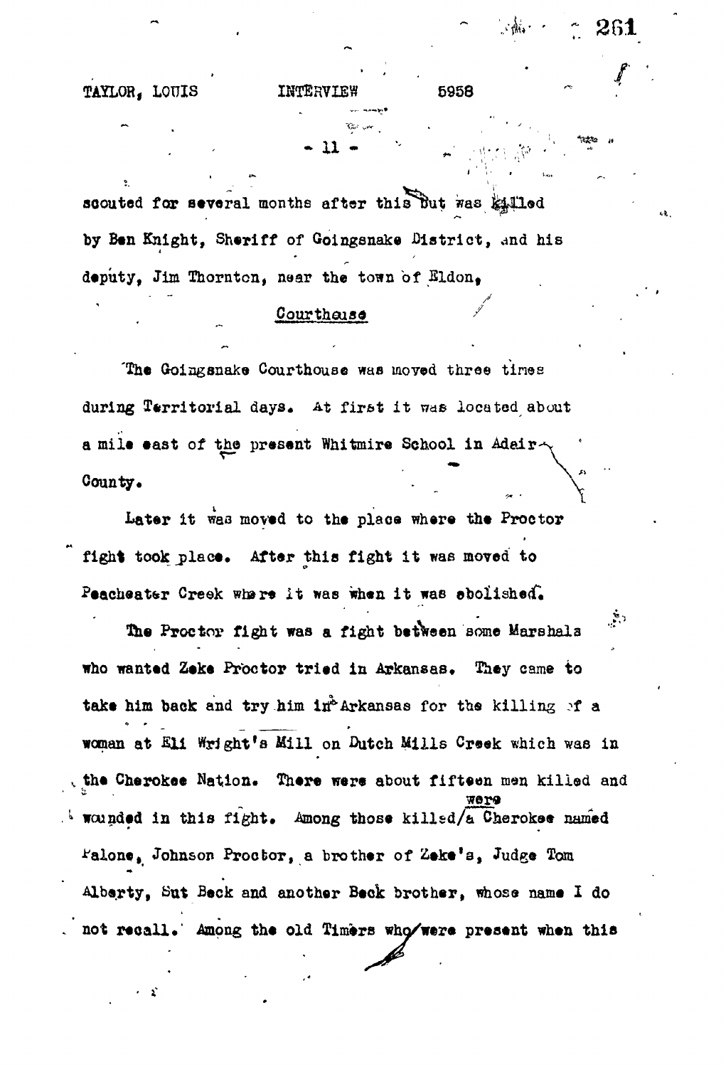scouted for several months after this but was killed by Ben Knight, Sheriff of Goingsnake District, and his deputy, Jim Thornton, near the town of Eldon,

## Courthouse

The Goingsnake Courthouse was moved three times during Territorial days. At first it was located about a mile east of the present Whitmire School in Adair County.

Later it was moved to the place where the Proctor fight took place. After this fight it was moved to Peacheater Creek where it was when it was abolished.

The Proctor fight was a fight between some Marshals who wanted Zeke Proctor tried in Arkansas. They came to take him back and try him in Arkansas for the killing of a woman at Eli Wright's Mill on Dutch Mills Creek which was in the Cherokee Nation. There were about fifteen men killed and wounded in this fight. Among those killed were a Cherokee named Palone, Johnson Proctor, a brother of Zeke's, Judge Tom Alberty, Sut Beck and another Beck brother, whose name I do not recall. Among the old Timers who were present when this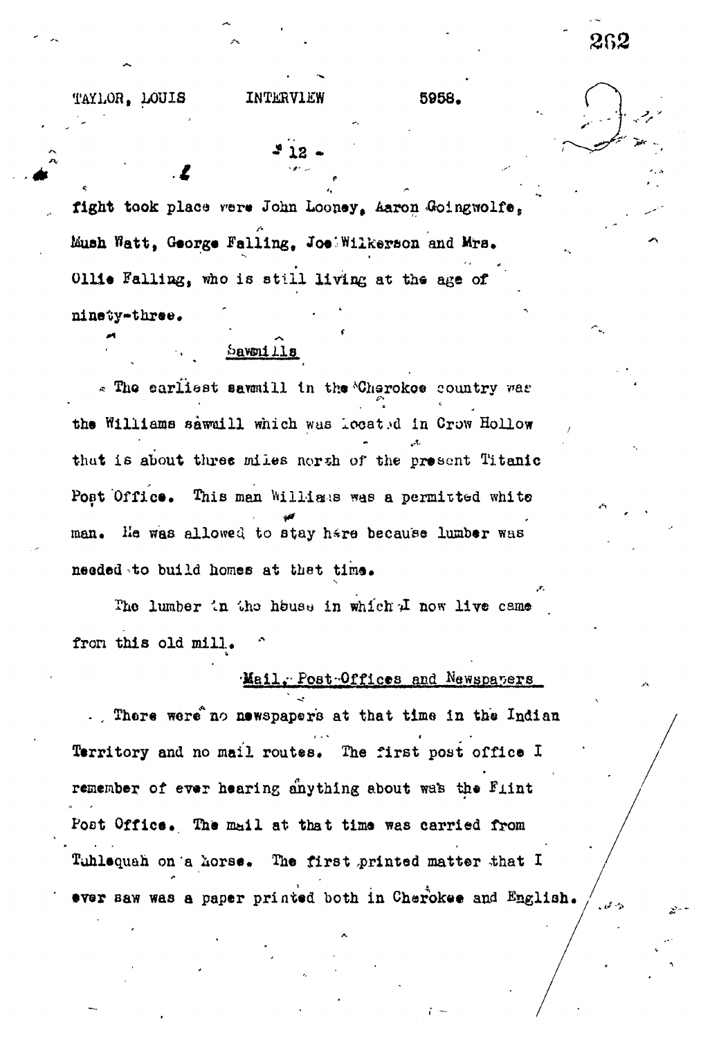fight took place were John Looney, Aaron Goingwolfe, Mush Watt, George Falling, Joe Wilkerson and Mrs. Ollie Falling, who is still living at the age of ninety-three.

## Sawmills

The earliest sawmill in the Cherokee country was the Williams sawmill which was located in Crow Hollow that is about three miles north of the present Titanic Post Office. This man Williams was a permitted white man. He was allowed to stay here because lumber was needed to build homes at that time.

The lumber in the house in which I now live came from this old mill.

## Mail, Post Offices and Newspapers

There were no newspapers at that time in the Indian Territory and no mail routes. The first post office I remember of ever hearing anything about was the Flint Post Office. The mail at that time was carried from Tahlequah on a horse. The first printed matter that I ever saw was a paper printed both in Cherokee and English.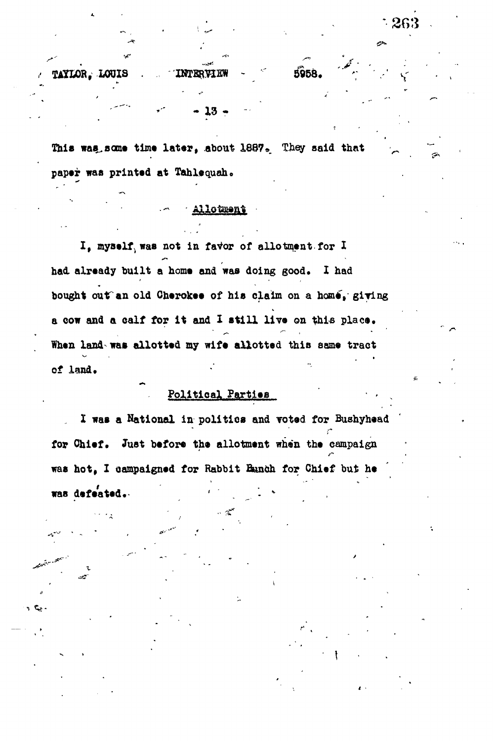This was some time later, about 1887. They said that paper was printed at Tahlequah.

## Allotment

I, myself, was not in favor of allotment for I had already built a home and was doing good. I had bought out an old Cherokee of his claim on a home, giving a cow and a calf for it and I still live on this place. When land was allotted my wife allotted this same tract of land.

## Political Parties

I was a National in politics and voted for Bushyhead for Chief. Just before the allotment when the campaign was hot, I campaigned for Rabbit Bunch for Chief but he was defeated.